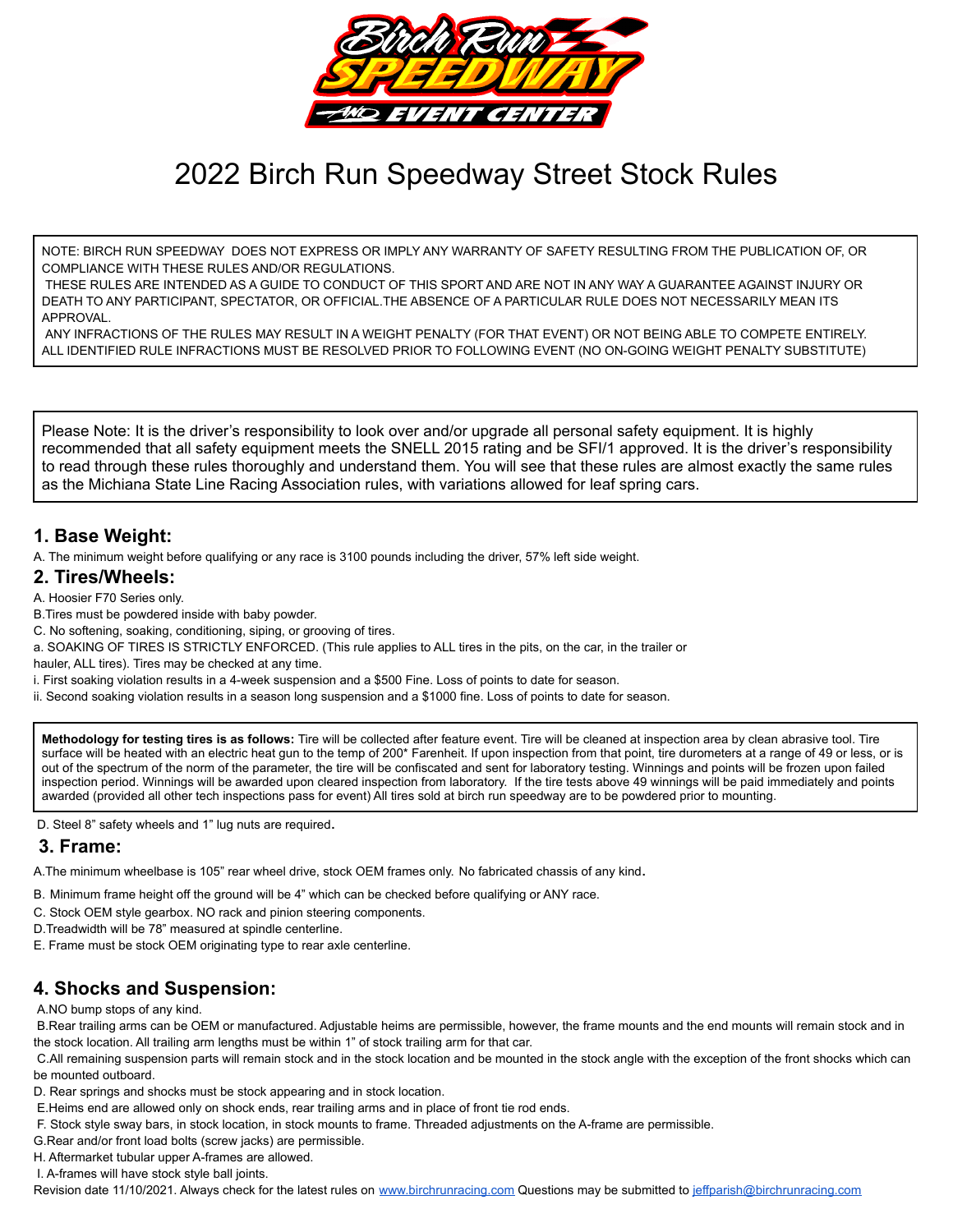# 2022 Birch Run Speedway Street Stock Rules

NOTE: BIRCH RUN SPEEDWAY DOES NOT EXPRESS OR IMPLY ANY WARRANTY OF SAFETY RESULTING FROM THE PUBLICATION OF, OR COMPLIANCE WITH THESE RULES AND/OR REGULATIONS.
THESE RULES ARE INTENDED AS A GUIDE TO CONDUCT OF THIS SPORT AND ARE NOT IN ANY WAY A GUARANTEE AGAINST INJURY OR DEATH TO ANY PARTICIPANT, SPECTATOR, OR OFFICIAL.THE ABSENCE OF A PARTICULAR RULE DOES NOT NECESSARILY MEAN ITS APPROVAL.
ANY INFRACTIONS OF THE RULES MAY RESULT IN A WEIGHT PENALTY (FOR THAT EVENT) OR NOT BEING ABLE TO COMPETE ENTIRELY. ALL IDENTIFIED RULE INFRACTIONS MUST BE RESOLVED PRIOR TO FOLLOWING EVENT (NO ON-GOING WEIGHT PENALTY SUBSTITUTE)

Please Note: It is the driver's responsibility to look over and/or upgrade all personal safety equipment. It is highly recommended that all safety equipment meets the SNELL 2015 rating and be SFI/1 approved. It is the driver's responsibility to read through these rules thoroughly and understand them. You will see that these rules are almost exactly the same rules as the Michiana State Line Racing Association rules, with variations allowed for leaf spring cars.

## 1. Base Weight:

A. The minimum weight before qualifying or any race is 3100 pounds including the driver, 57% left side weight.

## 2. Tires/Wheels:

A. Hoosier F70 Series only.
B.Tires must be powdered inside with baby powder.
C. No softening, soaking, conditioning, siping, or grooving of tires.
a. SOAKING OF TIRES IS STRICTLY ENFORCED. (This rule applies to ALL tires in the pits, on the car, in the trailer or hauler, ALL tires). Tires may be checked at any time.
i. First soaking violation results in a 4-week suspension and a $500 Fine. Loss of points to date for season.
ii. Second soaking violation results in a season long suspension and a $1000 fine. Loss of points to date for season.

**Methodology for testing tires is as follows:** Tire will be collected after feature event. Tire will be cleaned at inspection area by clean abrasive tool. Tire surface will be heated with an electric heat gun to the temp of 200* Farenheit. If upon inspection from that point, tire durometers at a range of 49 or less, or is out of the spectrum of the norm of the parameter, the tire will be confiscated and sent for laboratory testing. Winnings and points will be frozen upon failed inspection period. Winnings will be awarded upon cleared inspection from laboratory. If the tire tests above 49 winnings will be paid immediately and points awarded (provided all other tech inspections pass for event) All tires sold at birch run speedway are to be powdered prior to mounting.

D. Steel 8" safety wheels and 1" lug nuts are required.

## 3. Frame:

A.The minimum wheelbase is 105" rear wheel drive, stock OEM frames only. No fabricated chassis of any kind.
B. Minimum frame height off the ground will be 4" which can be checked before qualifying or ANY race.
C. Stock OEM style gearbox. NO rack and pinion steering components.
D.Treadwidth will be 78" measured at spindle centerline.
E. Frame must be stock OEM originating type to rear axle centerline.

## 4. Shocks and Suspension:

A.NO bump stops of any kind.
B.Rear trailing arms can be OEM or manufactured. Adjustable heims are permissible, however, the frame mounts and the end mounts will remain stock and in the stock location. All trailing arm lengths must be within 1" of stock trailing arm for that car.
C.All remaining suspension parts will remain stock and in the stock location and be mounted in the stock angle with the exception of the front shocks which can be mounted outboard.
D. Rear springs and shocks must be stock appearing and in stock location.
E.Heims end are allowed only on shock ends, rear trailing arms and in place of front tie rod ends.
F. Stock style sway bars, in stock location, in stock mounts to frame. Threaded adjustments on the A-frame are permissible.
G.Rear and/or front load bolts (screw jacks) are permissible.
H. Aftermarket tubular upper A-frames are allowed.
I. A-frames will have stock style ball joints.

Revision date 11/10/2021. Always check for the latest rules on www.birchrunracing.com Questions may be submitted to jeffparish@birchrunracing.com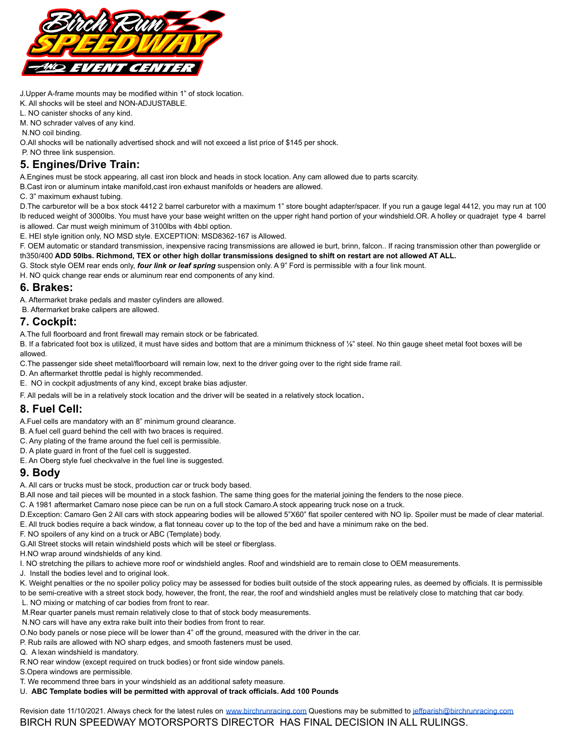J.Upper A-frame mounts may be modified within 1" of stock location.
K. All shocks will be steel and NON-ADJUSTABLE.
L. NO canister shocks of any kind.
M. NO schrader valves of any kind.
N.NO coil binding.
O.All shocks will be nationally advertised shock and will not exceed a list price of $145 per shock.
P. NO three link suspension.

## 5. Engines/Drive Train:

A.Engines must be stock appearing, all cast iron block and heads in stock location. Any cam allowed due to parts scarcity.
B.Cast iron or aluminum intake manifold,cast iron exhaust manifolds or headers are allowed.
C. 3" maximum exhaust tubing.
D.The carburetor will be a box stock 4412 2 barrel carburetor with a maximum 1" store bought adapter/spacer. If you run a gauge legal 4412, you may run at 100 lb reduced weight of 3000lbs. You must have your base weight written on the upper right hand portion of your windshield.OR. A holley or quadrajet type 4 barrel is allowed. Car must weigh minimum of 3100lbs with 4bbl option.
E. HEI style ignition only, NO MSD style. EXCEPTION: MSD8362-167 is Allowed.
F. OEM automatic or standard transmission, inexpensive racing transmissions are allowed ie burt, brinn, falcon.. If racing transmission other than powerglide or th350/400 **ADD 50lbs. Richmond, TEX or other high dollar transmissions designed to shift on restart are not allowed AT ALL.**
G. Stock style OEM rear ends only, ***four link or leaf spring*** suspension only. A 9" Ford is permissible with a four link mount.
H. NO quick change rear ends or aluminum rear end components of any kind.

## 6. Brakes:

A. Aftermarket brake pedals and master cylinders are allowed.
B. Aftermarket brake calipers are allowed.

## 7. Cockpit:

A.The full floorboard and front firewall may remain stock or be fabricated.
B. If a fabricated foot box is utilized, it must have sides and bottom that are a minimum thickness of ⅛" steel. No thin gauge sheet metal foot boxes will be allowed.
C.The passenger side sheet metal/floorboard will remain low, next to the driver going over to the right side frame rail.
D. An aftermarket throttle pedal is highly recommended.
E. NO in cockpit adjustments of any kind, except brake bias adjuster.
F. All pedals will be in a relatively stock location and the driver will be seated in a relatively stock location.

## 8. Fuel Cell:

A.Fuel cells are mandatory with an 8" minimum ground clearance.
B. A fuel cell guard behind the cell with two braces is required.
C. Any plating of the frame around the fuel cell is permissible.
D. A plate guard in front of the fuel cell is suggested.
E. An Oberg style fuel checkvalve in the fuel line is suggested.

## 9. Body

A. All cars or trucks must be stock, production car or truck body based.
B.All nose and tail pieces will be mounted in a stock fashion. The same thing goes for the material joining the fenders to the nose piece.
C. A 1981 aftermarket Camaro nose piece can be run on a full stock Camaro.A stock appearing truck nose on a truck.
D.Exception: Camaro Gen 2 All cars with stock appearing bodies will be allowed 5"X60" flat spoiler centered with NO lip. Spoiler must be made of clear material.
E. All truck bodies require a back window, a flat tonneau cover up to the top of the bed and have a minimum rake on the bed.
F. NO spoilers of any kind on a truck or ABC (Template) body.
G.All Street stocks will retain windshield posts which will be steel or fiberglass.
H.NO wrap around windshields of any kind.
I. NO stretching the pillars to achieve more roof or windshield angles. Roof and windshield are to remain close to OEM measurements.
J. Install the bodies level and to original look.
K. Weight penalties or the no spoiler policy policy may be assessed for bodies built outside of the stock appearing rules, as deemed by officials. It is permissible to be semi-creative with a street stock body, however, the front, the rear, the roof and windshield angles must be relatively close to matching that car body.
L. NO mixing or matching of car bodies from front to rear.
M.Rear quarter panels must remain relatively close to that of stock body measurements.
N.NO cars will have any extra rake built into their bodies from front to rear.
O.No body panels or nose piece will be lower than 4" off the ground, measured with the driver in the car.
P. Rub rails are allowed with NO sharp edges, and smooth fasteners must be used.
Q. A lexan windshield is mandatory.
R.NO rear window (except required on truck bodies) or front side window panels.
S.Opera windows are permissible.
T. We recommend three bars in your windshield as an additional safety measure.
U. **ABC Template bodies will be permitted with approval of track officials. Add 100 Pounds**

Revision date 11/10/2021. Always check for the latest rules on www.birchrunracing.com Questions may be submitted to jeffparish@birchrunracing.com
BIRCH RUN SPEEDWAY MOTORSPORTS DIRECTOR HAS FINAL DECISION IN ALL RULINGS.